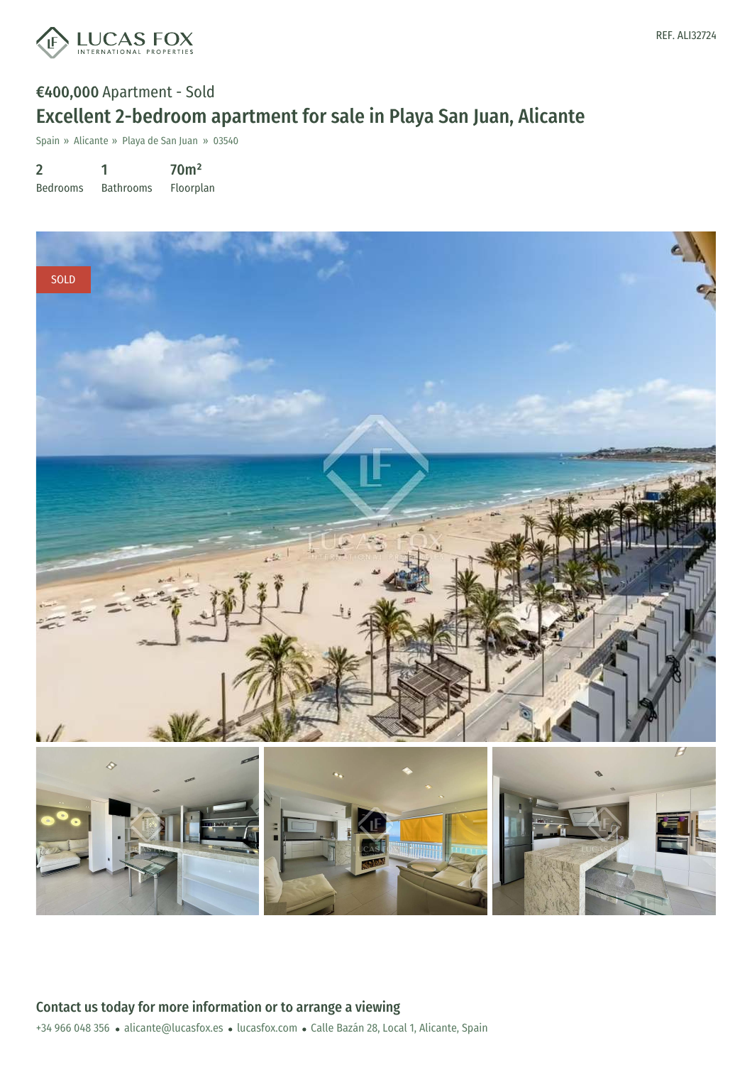REF. ALI32724

**€400,000** Apartment - Sold

# Excellent 2-bedroom apartment for sale in Playa San Juan, Alicante

Spain » Alicante » Playa de San Juan » 03540

| 2 | 1 | 70m² |
|---|---|---|
| Bedrooms | Bathrooms | Floorplan |

SOLD

## Contact us today for more information or to arrange a viewing

+34 966 048 356 • alicante@lucasfox.es • lucasfox.com • Calle Bazán 28, Local 1, Alicante, Spain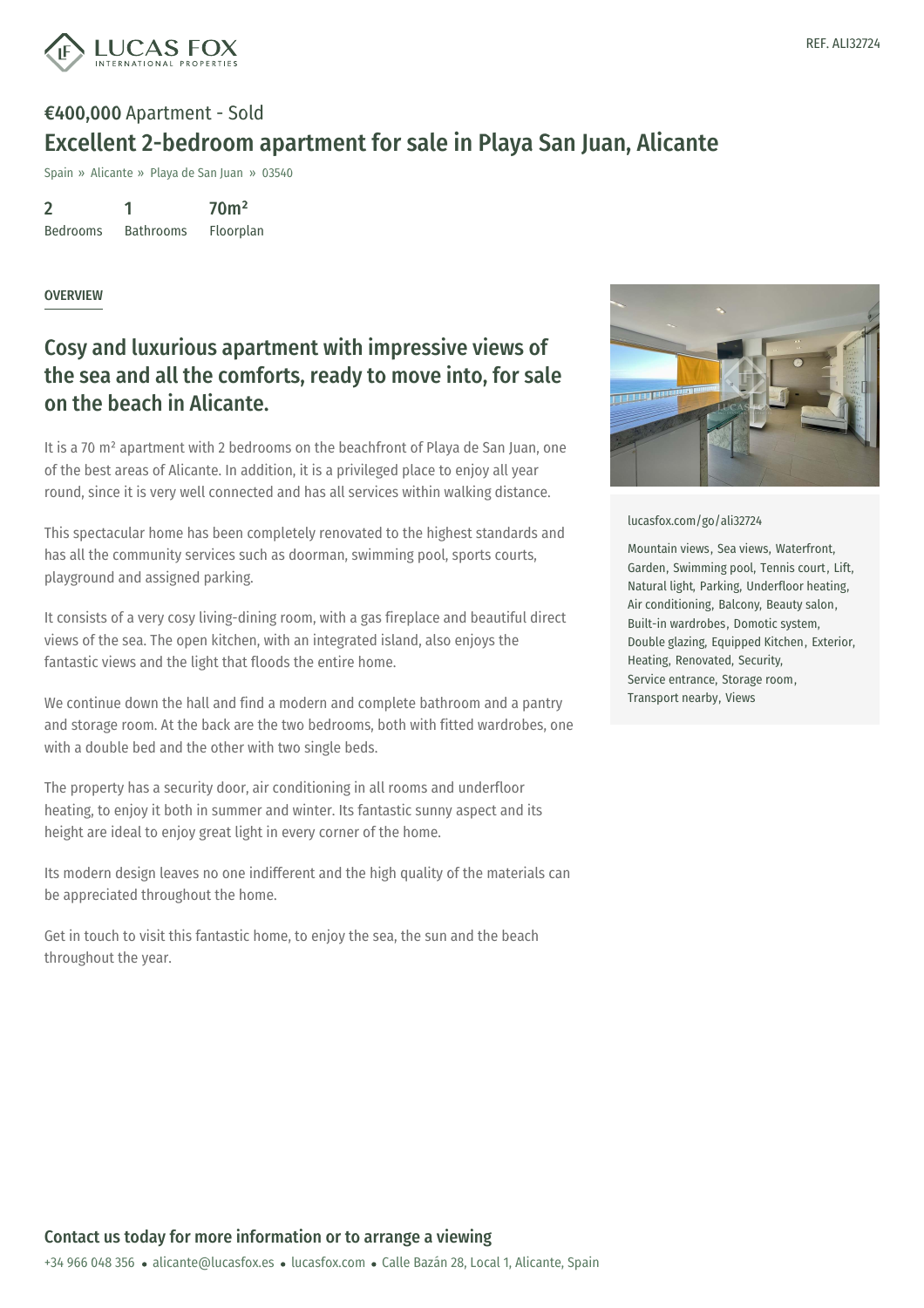REF. ALI32724

**€400,000** Apartment - Sold

# Excellent 2-bedroom apartment for sale in Playa San Juan, Alicante

Spain » Alicante » Playa de San Juan » 03540

| 2 | 1 | 70m² |
| --- | --- | --- |
| Bedrooms | Bathrooms | Floorplan |

OVERVIEW

## Cosy and luxurious apartment with impressive views of the sea and all the comforts, ready to move into, for sale on the beach in Alicante.

It is a 70 m² apartment with 2 bedrooms on the beachfront of Playa de San Juan, one of the best areas of Alicante. In addition, it is a privileged place to enjoy all year round, since it is very well connected and has all services within walking distance.

This spectacular home has been completely renovated to the highest standards and has all the community services such as doorman, swimming pool, sports courts, playground and assigned parking.

It consists of a very cosy living-dining room, with a gas fireplace and beautiful direct views of the sea. The open kitchen, with an integrated island, also enjoys the fantastic views and the light that floods the entire home.

We continue down the hall and find a modern and complete bathroom and a pantry and storage room. At the back are the two bedrooms, both with fitted wardrobes, one with a double bed and the other with two single beds.

The property has a security door, air conditioning in all rooms and underfloor heating, to enjoy it both in summer and winter. Its fantastic sunny aspect and its height are ideal to enjoy great light in every corner of the home.

Its modern design leaves no one indifferent and the high quality of the materials can be appreciated throughout the home.

Get in touch to visit this fantastic home, to enjoy the sea, the sun and the beach throughout the year.

lucasfox.com/go/ali32724

Mountain views, Sea views, Waterfront, Garden, Swimming pool, Tennis court, Lift, Natural light, Parking, Underfloor heating, Air conditioning, Balcony, Beauty salon, Built-in wardrobes, Domotic system, Double glazing, Equipped Kitchen, Exterior, Heating, Renovated, Security, Service entrance, Storage room, Transport nearby, Views

## Contact us today for more information or to arrange a viewing

+34 966 048 356 • alicante@lucasfox.es • lucasfox.com • Calle Bazán 28, Local 1, Alicante, Spain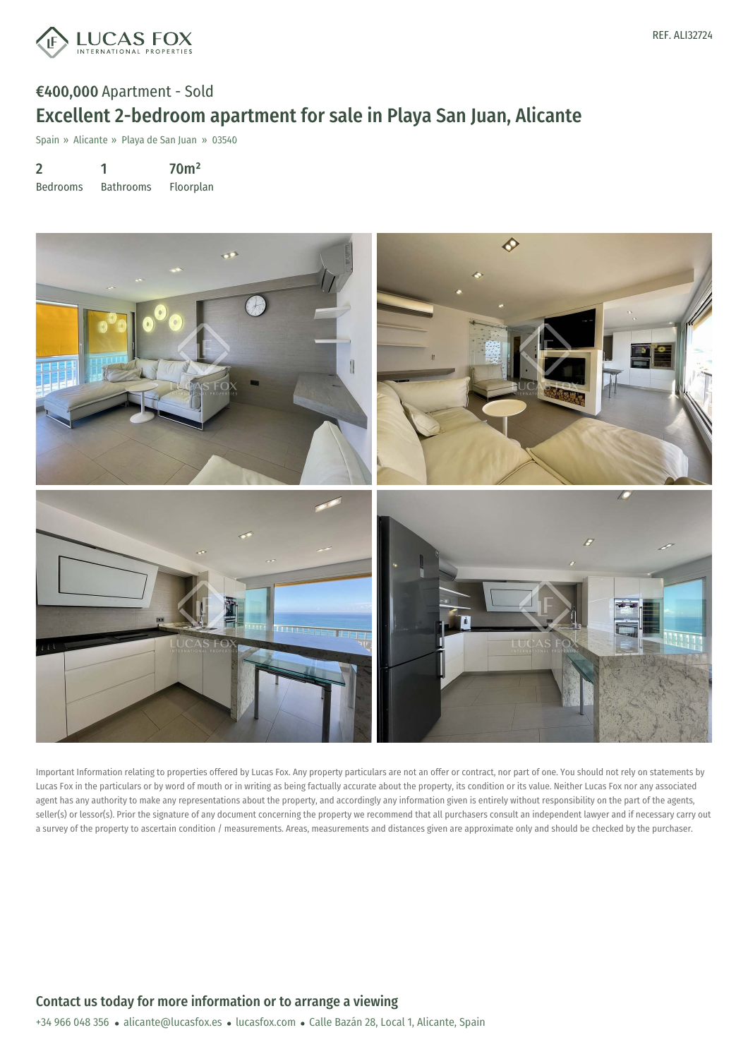REF. ALI32724

**€400,000** Apartment - Sold

# Excellent 2-bedroom apartment for sale in Playa San Juan, Alicante

Spain » Alicante » Playa de San Juan » 03540

| 2 | 1 | 70m² |
|---|---|---|
| Bedrooms | Bathrooms | Floorplan |

Important Information relating to properties offered by Lucas Fox. Any property particulars are not an offer or contract, nor part of one. You should not rely on statements by Lucas Fox in the particulars or by word of mouth or in writing as being factually accurate about the property, its condition or its value. Neither Lucas Fox nor any associated agent has any authority to make any representations about the property, and accordingly any information given is entirely without responsibility on the part of the agents, seller(s) or lessor(s). Prior the signature of any document concerning the property we recommend that all purchasers consult an independent lawyer and if necessary carry out a survey of the property to ascertain condition / measurements. Areas, measurements and distances given are approximate only and should be checked by the purchaser.

## Contact us today for more information or to arrange a viewing

+34 966 048 356 • alicante@lucasfox.es • lucasfox.com • Calle Bazán 28, Local 1, Alicante, Spain